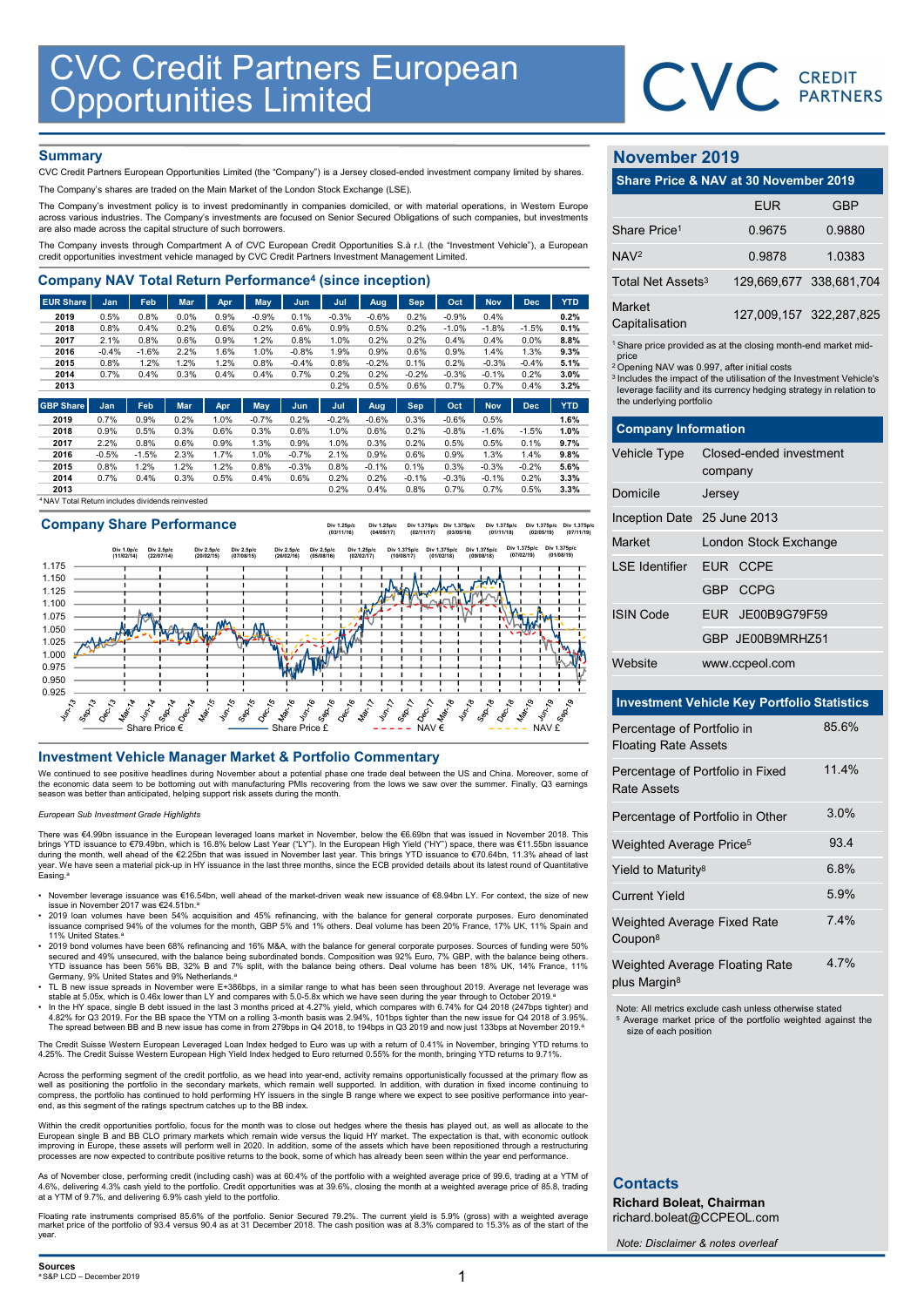# CVC Credit Partners European Opportunities Limited

## Summary

CVC Credit Partners European Opportunities Limited (the "Company") is a Jersey closed-ended investment company limited by shares.

The Company's shares are traded on the Main Market of the London Stock Exchange (LSE).

The Company's investment policy is to invest predominantly in companies domiciled, or with material operations, in Western Europe across various industries. The Company's investments are focused on Senior Secured Obligations of such companies, but investments are also made across the capital structure of such borrowers.

The Company invests through Compartment A of CVC European Credit Opportunities S.à r.l. (the "Investment Vehicle"), a European credit opportunities investment vehicle managed by CVC Credit Partners Investment Management Limited.

## Company NAV Total Return Performance[4] (since inception)

| EUR Share | Jan | Feb | Mar | Apr | May | Jun | Jul | Aug | Sep | Oct | Nov | Dec | YTD |
|---|---|---|---|---|---|---|---|---|---|---|---|---|---|
| 2019 | 0.5% | 0.8% | 0.0% | 0.9% | -0.9% | 0.1% | -0.3% | -0.6% | 0.2% | -0.9% | 0.4% | | 0.2% |
| 2018 | 0.8% | 0.4% | 0.2% | 0.6% | 0.2% | 0.6% | 0.9% | 0.5% | 0.2% | -1.0% | -1.8% | -1.5% | 0.1% |
| 2017 | 2.1% | 0.8% | 0.6% | 0.9% | 1.2% | 0.8% | 1.0% | 0.2% | 0.2% | 0.4% | 0.4% | 0.0% | 8.8% |
| 2016 | -0.4% | -1.6% | 2.2% | 1.6% | 1.0% | -0.8% | 1.9% | 0.9% | 0.6% | 0.9% | 1.4% | 1.3% | 9.3% |
| 2015 | 0.8% | 1.2% | 1.2% | 1.2% | 0.8% | -0.4% | 0.8% | -0.2% | 0.1% | 0.2% | -0.3% | -0.4% | 5.1% |
| 2014 | 0.7% | 0.4% | 0.3% | 0.4% | 0.4% | 0.7% | 0.2% | 0.2% | -0.2% | -0.3% | -0.1% | 0.2% | 3.0% |
| 2013 | | | | | | | 0.2% | 0.5% | 0.6% | 0.7% | 0.7% | 0.4% | 3.2% |

| GBP Share | Jan | Feb | Mar | Apr | May | Jun | Jul | Aug | Sep | Oct | Nov | Dec | YTD |
|---|---|---|---|---|---|---|---|---|---|---|---|---|---|
| 2019 | 0.7% | 0.9% | 0.2% | 1.0% | -0.7% | 0.2% | -0.2% | -0.6% | 0.3% | -0.6% | 0.5% | | 1.6% |
| 2018 | 0.9% | 0.5% | 0.3% | 0.6% | 0.3% | 0.6% | 1.0% | 0.6% | 0.2% | -0.8% | -1.6% | -1.5% | 1.0% |
| 2017 | 2.2% | 0.8% | 0.6% | 0.9% | 1.3% | 0.9% | 1.0% | 0.3% | 0.2% | 0.5% | 0.5% | 0.1% | 9.7% |
| 2016 | -0.5% | -1.5% | 2.3% | 1.7% | 1.0% | -0.7% | 2.1% | 0.9% | 0.6% | 0.9% | 1.3% | 1.4% | 9.8% |
| 2015 | 0.8% | 1.2% | 1.2% | 1.2% | 0.8% | -0.3% | 0.8% | -0.1% | 0.1% | 0.3% | -0.3% | -0.2% | 5.6% |
| 2014 | 0.7% | 0.4% | 0.3% | 0.5% | 0.4% | 0.6% | 0.2% | 0.2% | -0.1% | -0.3% | -0.1% | 0.2% | 3.3% |
| 2013 | | | | | | | 0.2% | 0.4% | 0.8% | 0.7% | 0.7% | 0.5% | 3.3% |

[4] NAV Total Return includes dividends reinvested

## Company Share Performance

Div 1.0p/c (11/02/14), Div 2.5p/c (22/07/14), Div 2.5p/c (20/02/15), Div 2.5p/c (07/08/15), Div 2.5p/c (26/02/16), Div 2.5p/c (05/08/16), Div 1.25p/c (03/11/16), Div 1.25p/c (02/02/17), Div 1.25p/c (04/05/17), Div 1.375p/c (10/08/17), Div 1.25p/c (02/11/17), Div 1.375p/c (01/02/18), Div 1.375p/c (03/05/18), Div 1.375p/c (09/08/18), Div 1.375p/c (01/11/18), Div 1.375p/c (07/02/19), Div 1.375p/c (02/05/19), Div 1.375p/c (01/08/19), Div 1.375p/c (07/11/19)

Share Price € — Share Price £ — NAV € — NAV £

## Investment Vehicle Manager Market & Portfolio Commentary

We continued to see positive headlines during November about a potential phase one trade deal between the US and China. Moreover, some of the economic data seem to be bottoming out with manufacturing PMIs recovering from the lows we saw over the summer. Finally, Q3 earnings season was better than anticipated, helping support risk assets during the month.

*European Sub Investment Grade Highlights*

There was €4.99bn issuance in the European leveraged loans market in November, below the €6.69bn that was issued in November 2018. This brings YTD issuance to €79.49bn, which is 16.8% below Last Year ("LY"). In the European High Yield ("HY") space, there was €11.55bn issuance during the month, well ahead of the €2.25bn that was issued in November last year. This brings YTD issuance to €70.64bn, 11.3% ahead of last year. We have seen a material pick-up in HY issuance in the last three months, since the ECB provided details about its latest round of Quantitative Easing.[a]

- November leverage issuance was €16.54bn, well ahead of the market-driven weak new issuance of €8.94bn LY. For context, the size of new issue in November 2017 was €24.51bn.[a]
- 2019 loan volumes have been 54% acquisition and 45% refinancing, with the balance for general corporate purposes. Euro denominated issuance comprised 94% of the volumes for the month, GBP 5% and 1% others. Deal volume has been 20% France, 17% UK, 11% Spain and 11% United States.[a]
- 2019 bond volumes have been 68% refinancing and 16% M&A, with the balance for general corporate purposes. Sources of funding were 50% secured and 49% unsecured, with the balance being subordinated bonds. Composition was 92% Euro, 7% GBP, with the balance being others. YTD issuance has been 56% BB, 32% B and 7% split, with the balance being others. Deal volume has been 18% UK, 14% France, 11% Germany, 9% United States and 9% Netherlands.[a]
- TL B new issue spreads in November were E+386bps, in a similar range to what has been seen throughout 2019. Average net leverage was stable at 5.05x, which is 0.46x lower than LY and compares with 5.0-5.8x which we have seen during the year through to October 2019.[a]
- In the HY space, single B debt issued in the last 3 months priced at 4.27% yield, which compares with 6.74% for Q4 2018 (247bps tighter) and 4.82% for Q3 2019. For the BB space the YTM on a rolling 3-month basis was 2.94%, 101bps tighter than the new issue for Q4 2018 of 3.95%. The spread between BB and B new issue has come in from 279bps in Q4 2018, to 194bps in Q3 2019 and now just 133bps at November 2019.[a]

The Credit Suisse Western European Leveraged Loan Index hedged to Euro was up with a return of 0.41% in November, bringing YTD returns to 4.25%. The Credit Suisse Western European High Yield Index hedged to Euro returned 0.55% for the month, bringing YTD returns to 9.71%.

Across the performing segment of the credit portfolio, as we head into year-end, activity remains opportunistically focussed at the primary flow as well as positioning the portfolio in the secondary markets, which remain well supported. In addition, with duration in fixed income continuing to compress, the portfolio has continued to hold performing HY issuers in the single B range where we expect to see positive performance into year-end, as this segment of the ratings spectrum catches up to the BB index.

Within the credit opportunities portfolio, focus for the month was to close out hedges where the thesis has played out, as well as allocate to the European single B and BB CLO primary markets which remain wide versus the liquid HY market. The expectation is that, with economic outlook improving in Europe, these assets will perform well in 2020. In addition, some of the assets which have been repositioned through a restructuring processes are now expected to contribute positive returns to the book, some of which has already been seen within the year end performance.

As of November close, performing credit (including cash) was at 60.4% of the portfolio with a weighted average price of 99.6, trading at a YTM of 4.6%, delivering 4.3% cash yield to the portfolio. Credit opportunities was at 39.6%, closing the month at a weighted average price of 85.8, trading at a YTM of 9.7%, and delivering 6.9% cash yield to the portfolio.

Floating rate instruments comprised 85.6% of the portfolio. Senior Secured 79.2%. The current yield is 5.9% (gross) with a weighted average market price of the portfolio of 93.4 versus 90.4 as at 31 December 2018. The cash position was at 8.3% compared to 15.3% as of the start of the year.

**Sources**

[a] S&P LCD – December 2019

## November 2019

### Share Price & NAV at 30 November 2019

| | EUR | GBP |
|---|---|---|
| Share Price[1] | 0.9675 | 0.9880 |
| NAV[2] | 0.9878 | 1.0383 |
| Total Net Assets[3] | 129,669,677 | 338,681,704 |
| Market Capitalisation | 127,009,157 | 322,287,825 |

[1] Share price provided as at the closing month-end market mid-price
[2] Opening NAV was 0.997, after initial costs
[3] Includes the impact of the utilisation of the Investment Vehicle's leverage facility and its currency hedging strategy in relation to the underlying portfolio

### Company Information

| | |
|---|---|
| Vehicle Type | Closed-ended investment company |
| Domicile | Jersey |
| Inception Date | 25 June 2013 |
| Market | London Stock Exchange |
| LSE Identifier | EUR CCPE |
| | GBP CCPG |
| ISIN Code | EUR JE00B9G79F59 |
| | GBP JE00B9MRHZ51 |
| Website | www.ccpeol.com |

### Investment Vehicle Key Portfolio Statistics

| | |
|---|---|
| Percentage of Portfolio in Floating Rate Assets | 85.6% |
| Percentage of Portfolio in Fixed Rate Assets | 11.4% |
| Percentage of Portfolio in Other | 3.0% |
| Weighted Average Price[5] | 93.4 |
| Yield to Maturity[8] | 6.8% |
| Current Yield | 5.9% |
| Weighted Average Fixed Rate Coupon[8] | 7.4% |
| Weighted Average Floating Rate plus Margin[8] | 4.7% |

Note: All metrics exclude cash unless otherwise stated
[5] Average market price of the portfolio weighted against the size of each position

## Contacts

**Richard Boleat, Chairman**
richard.boleat@CCPEOL.com

*Note: Disclaimer & notes overleaf*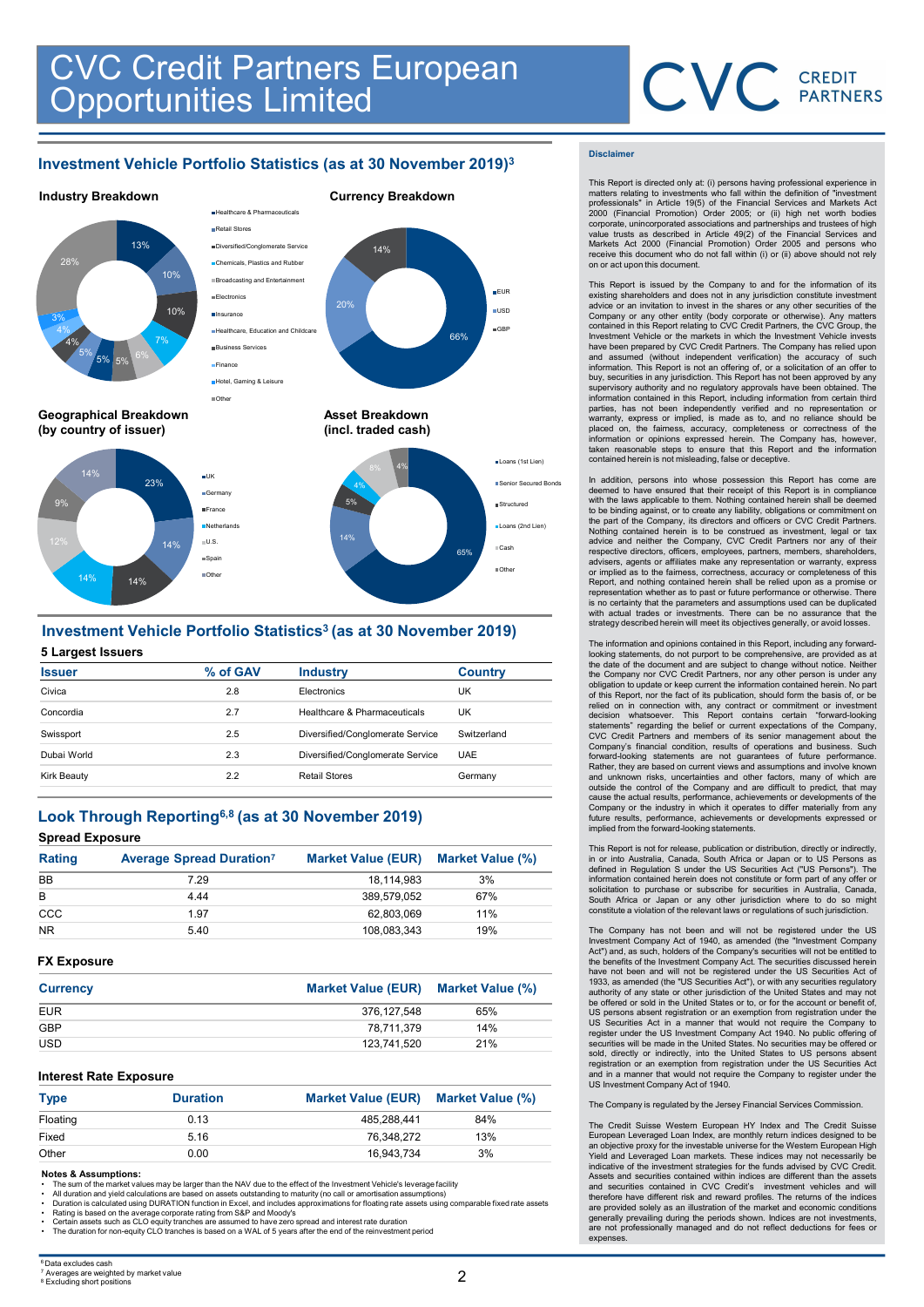# CVC Credit Partners European Opportunities Limited

CVC CREDIT PARTNERS

## Investment Vehicle Portfolio Statistics (as at 30 November 2019)[3]

### Industry Breakdown

13%
10%
10%
7%
6%
5%
5%
5%
4%
4%
3%
28%

Healthcare & Pharmaceuticals
Retail Stores
Diversified/Conglomerate Service
Chemicals, Plastics and Rubber
Broadcasting and Entertainment
Electronics
Insurance
Healthcare, Education and Childcare
Business Services
Finance
Hotel, Gaming & Leisure
Other

### Currency Breakdown

66%
20%
14%

EUR
USD
GBP

### Geographical Breakdown (by country of issuer)

23%
14%
14%
14%
12%
9%
14%

UK
Germany
France
Netherlands
U.S.
Spain
Other

### Asset Breakdown (incl. traded cash)

65%
14%
5%
4%
8%
4%

Loans (1st Lien)
Senior Secured Bonds
Structured
Loans (2nd Lien)
Cash
Other

## Investment Vehicle Portfolio Statistics[3] (as at 30 November 2019)

### 5 Largest Issuers

| Issuer | % of GAV | Industry | Country |
|---|---|---|---|
| Civica | 2.8 | Electronics | UK |
| Concordia | 2.7 | Healthcare & Pharmaceuticals | UK |
| Swissport | 2.5 | Diversified/Conglomerate Service | Switzerland |
| Dubai World | 2.3 | Diversified/Conglomerate Service | UAE |
| Kirk Beauty | 2.2 | Retail Stores | Germany |

## Look Through Reporting[6,8] (as at 30 November 2019)

### Spread Exposure

| Rating | Average Spread Duration[7] | Market Value (EUR) | Market Value (%) |
|---|---|---|---|
| BB | 7.29 | 18,114,983 | 3% |
| B | 4.44 | 389,579,052 | 67% |
| CCC | 1.97 | 62,803,069 | 11% |
| NR | 5.40 | 108,083,343 | 19% |

### FX Exposure

| Currency | Market Value (EUR) | Market Value (%) |
|---|---|---|
| EUR | 376,127,548 | 65% |
| GBP | 78,711,379 | 14% |
| USD | 123,741,520 | 21% |

### Interest Rate Exposure

| Type | Duration | Market Value (EUR) | Market Value (%) |
|---|---|---|---|
| Floating | 0.13 | 485,288,441 | 84% |
| Fixed | 5.16 | 76,348,272 | 13% |
| Other | 0.00 | 16,943,734 | 3% |

**Notes & Assumptions:**

- The sum of the market values may be larger than the NAV due to the effect of the Investment Vehicle's leverage facility
- All duration and yield calculations are based on assets outstanding to maturity (no call or amortisation assumptions)
- Duration is calculated using DURATION function in Excel, and includes approximations for floating rate assets using comparable fixed rate assets
- Rating is based on the average corporate rating from S&P and Moody's
- Certain assets such as CLO equity tranches are assumed to have zero spread and interest rate duration
- The duration for non-equity CLO tranches is based on a WAL of 5 years after the end of the reinvestment period

[6] Data excludes cash
[7] Averages are weighted by market value
[8] Excluding short positions

### Disclaimer

This Report is directed only at: (i) persons having professional experience in matters relating to investments who fall within the definition of "investment professionals" in Article 19(5) of the Financial Services and Markets Act 2000 (Financial Promotion) Order 2005; or (ii) high net worth bodies corporate, unincorporated associations and partnerships and trustees of high value trusts as described in Article 49(2) of the Financial Services and Markets Act 2000 (Financial Promotion) Order 2005 and persons who receive this document who do not fall within (i) or (ii) above should not rely on or act upon this document.

This Report is issued by the Company to and for the information of its existing shareholders and does not in any jurisdiction constitute investment advice or an invitation to invest in the shares or any other securities of the Company or any other entity (body corporate or otherwise). Any matters contained in this Report relating to CVC Credit Partners, the CVC Group, the Investment Vehicle or the markets in which the Investment Vehicle invests have been prepared by CVC Credit Partners. The Company has relied upon and assumed (without independent verification) the accuracy of such information. This Report is not an offering of, or a solicitation of an offer to buy, securities in any jurisdiction. This Report has not been approved by any supervisory authority and no regulatory approvals have been obtained. The information contained in this Report, including information from certain third parties, has not been independently verified and no representation or warranty, express or implied, is made as to, and no reliance should be placed on, the fairness, accuracy, completeness or correctness of the information or opinions expressed herein. The Company has, however, taken reasonable steps to ensure that this Report and the information contained herein is not misleading, false or deceptive.

In addition, persons into whose possession this Report has come are deemed to have ensured that their receipt of this Report is in compliance with the laws applicable to them. Nothing contained herein is be deemed to be binding against, or to create any liability, obligations or commitment on the part of the Company, its directors and officers or CVC Credit Partners. Nothing contained herein is to be construed as investment, legal or tax advice and neither the Company, CVC Credit Partners nor any of their respective directors, officers, employees, partners, members, shareholders, advisers, agents or affiliates make any representation or warranty, express or implied as to the fairness, correctness, accuracy or completeness of this Report, and nothing contained herein shall be relied upon as a promise or representation whether as to past or future performance or otherwise. There is no certainty that the parameters and assumptions used can be duplicated with actual trades or investments. There can be no assurance that the strategy described herein will meet its objectives generally, or avoid losses.

The information and opinions contained in this Report, including any forward-looking statements, do not purport to be comprehensive, are provided as at the date of the document and are subject to change without notice. Neither the Company nor CVC Credit Partners, nor any other person is under any obligation to update or keep current the information contained herein. No part of this Report, nor the fact of its publication, should form the basis of, or be relied on in connection with, any contract or commitment or investment decision whatsoever. This Report contains certain "forward-looking statements" regarding the belief or current expectations of the Company, CVC Credit Partners and members of its senior management about the Company's financial condition, results of operations and business. Such forward-looking statements are not guarantees of future performance. Rather, they are based on current views and assumptions and involve known and unknown risks, uncertainties and other factors, many of which are outside the control of the Company and are difficult to predict, that may cause the actual results, performance, achievements or developments of the Company or the industry in which it operates to differ materially from any future results, performance, achievements or developments expressed or implied from the forward-looking statements.

This Report is not for release, publication or distribution, directly or indirectly, in or into Australia, Canada, South Africa or Japan or to US Persons as defined in Regulation S under the US Securities Act ("US Persons"). The information contained herein does not constitute or form part of any offer or solicitation to purchase or subscribe for securities in Australia, Canada, South Africa or Japan or any other jurisdiction where to do so might constitute a violation of the relevant laws or regulations of such jurisdiction.

The Company has not been and will not be registered under the US Investment Company Act of 1940, as amended (the "Investment Company Act") and, as such, holders of the Company's securities will not be entitled to the benefits of the Investment Company Act. The securities discussed herein have not been and will not be registered under the US Securities Act of 1933, as amended (the "US Securities Act"), or with any securities regulatory authority of any state or other jurisdiction of the United States and may not be offered or sold in the United States or to, or for the account or benefit of, US persons absent registration or an exemption from registration under the US Securities Act in a manner that would not require the Company to register under the US Investment Company Act 1940. No public offering of securities will be made in the United States. No securities may be offered or sold, directly or indirectly, into the United States to US persons absent registration or an exemption from registration under the US Securities Act and in a manner that would not require the Company to register under the US Investment Company Act of 1940.

The Company is regulated by the Jersey Financial Services Commission.

The Credit Suisse Western European HY Index and The Credit Suisse European Leveraged Loan Index, are monthly return indices designed to be an objective proxy for the investable universe for the Western European High Yield and Leveraged Loan markets. These indices may not necessarily be indicative of the investment strategies for the funds advised by CVC Credit. Assets and securities contained within indices are different than the assets and securities contained in CVC Credit's investment vehicles and will therefore have different risk and reward profiles. The returns of the indices are provided solely as an illustration of the market and economic conditions generally prevailing during the periods shown. Indices are not investments, are not professionally managed and do not reflect deductions for fees or expenses.